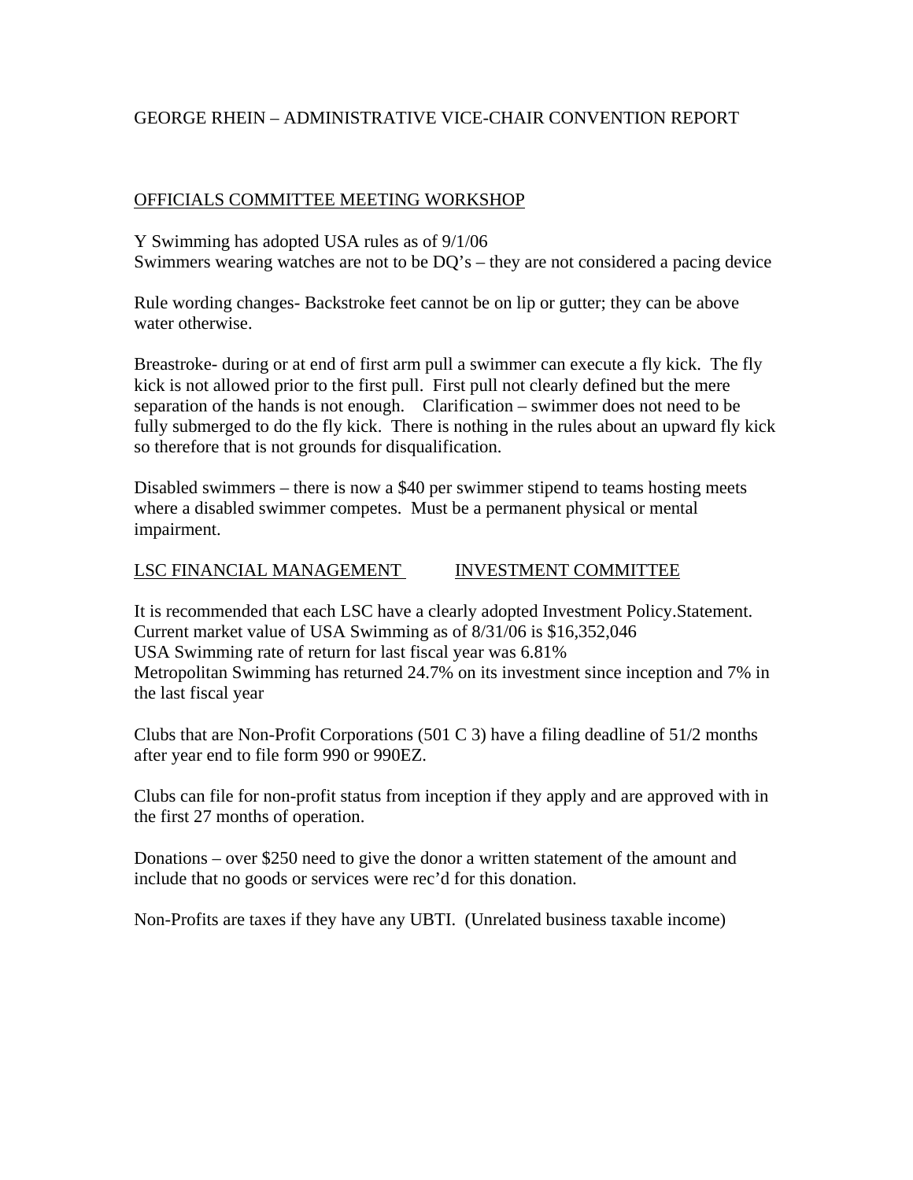# GEORGE RHEIN – ADMINISTRATIVE VICE-CHAIR CONVENTION REPORT

## OFFICIALS COMMITTEE MEETING WORKSHOP

Y Swimming has adopted USA rules as of 9/1/06
Swimmers wearing watches are not to be DQ's – they are not considered a pacing device

Rule wording changes- Backstroke feet cannot be on lip or gutter; they can be above water otherwise.

Breastroke- during or at end of first arm pull a swimmer can execute a fly kick. The fly kick is not allowed prior to the first pull. First pull not clearly defined but the mere separation of the hands is not enough. Clarification – swimmer does not need to be fully submerged to do the fly kick. There is nothing in the rules about an upward fly kick so therefore that is not grounds for disqualification.

Disabled swimmers – there is now a $40 per swimmer stipend to teams hosting meets where a disabled swimmer competes. Must be a permanent physical or mental impairment.

## LSC FINANCIAL MANAGEMENT INVESTMENT COMMITTEE

It is recommended that each LSC have a clearly adopted Investment Policy.Statement.
Current market value of USA Swimming as of 8/31/06 is $16,352,046
USA Swimming rate of return for last fiscal year was 6.81%
Metropolitan Swimming has returned 24.7% on its investment since inception and 7% in the last fiscal year

Clubs that are Non-Profit Corporations (501 C 3) have a filing deadline of 51/2 months after year end to file form 990 or 990EZ.

Clubs can file for non-profit status from inception if they apply and are approved with in the first 27 months of operation.

Donations – over $250 need to give the donor a written statement of the amount and include that no goods or services were rec'd for this donation.

Non-Profits are taxes if they have any UBTI. (Unrelated business taxable income)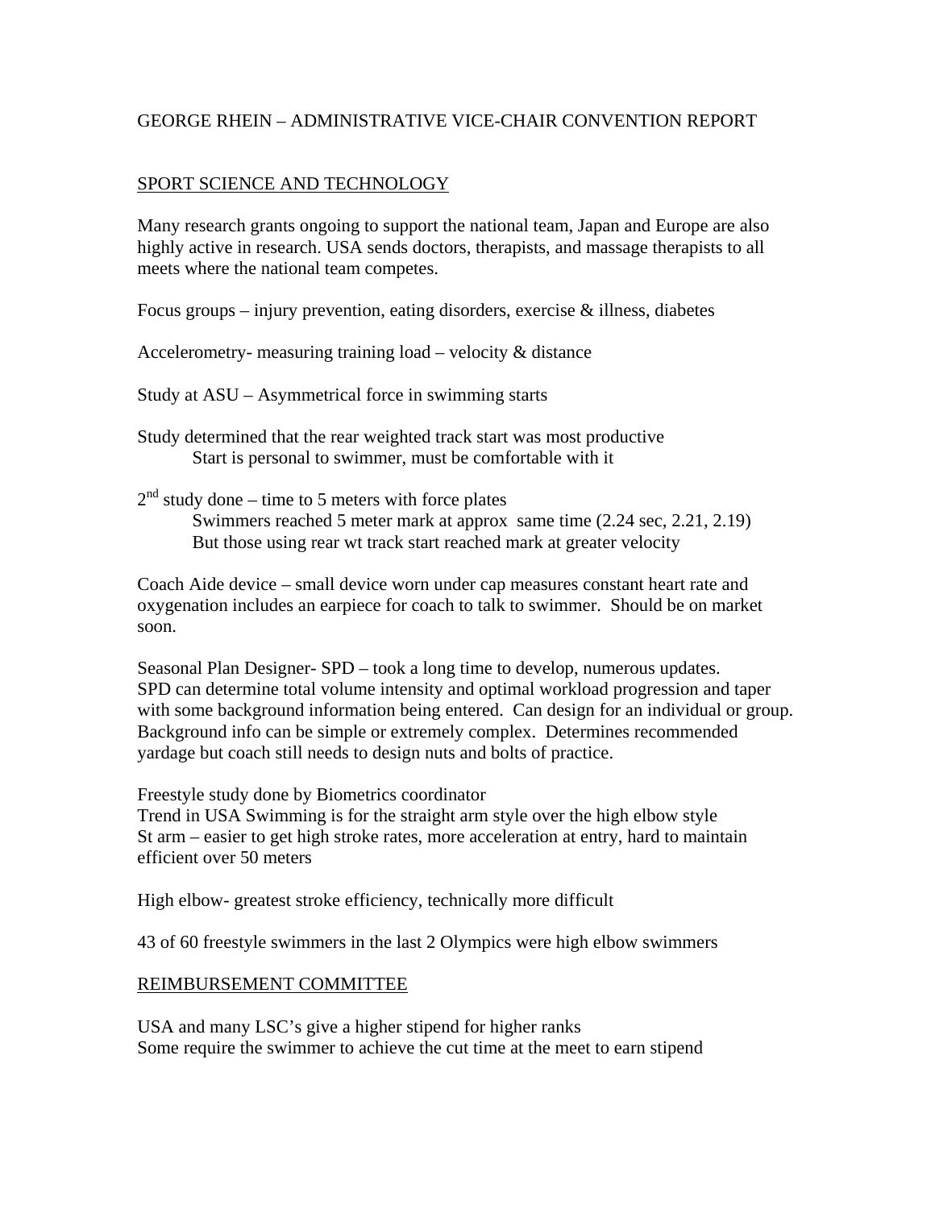GEORGE RHEIN – ADMINISTRATIVE VICE-CHAIR CONVENTION REPORT

## SPORT SCIENCE AND TECHNOLOGY

Many research grants ongoing to support the national team, Japan and Europe are also highly active in research. USA sends doctors, therapists, and massage therapists to all meets where the national team competes.

Focus groups – injury prevention, eating disorders, exercise & illness, diabetes

Accelerometry- measuring training load – velocity & distance

Study at ASU – Asymmetrical force in swimming starts

Study determined that the rear weighted track start was most productive
 Start is personal to swimmer, must be comfortable with it

2nd study done – time to 5 meters with force plates
 Swimmers reached 5 meter mark at approx same time (2.24 sec, 2.21, 2.19)
 But those using rear wt track start reached mark at greater velocity

Coach Aide device – small device worn under cap measures constant heart rate and oxygenation includes an earpiece for coach to talk to swimmer. Should be on market soon.

Seasonal Plan Designer- SPD – took a long time to develop, numerous updates. SPD can determine total volume intensity and optimal workload progression and taper with some background information being entered. Can design for an individual or group. Background info can be simple or extremely complex. Determines recommended yardage but coach still needs to design nuts and bolts of practice.

Freestyle study done by Biometrics coordinator
Trend in USA Swimming is for the straight arm style over the high elbow style
St arm – easier to get high stroke rates, more acceleration at entry, hard to maintain efficient over 50 meters

High elbow- greatest stroke efficiency, technically more difficult

43 of 60 freestyle swimmers in the last 2 Olympics were high elbow swimmers

## REIMBURSEMENT COMMITTEE

USA and many LSC's give a higher stipend for higher ranks
Some require the swimmer to achieve the cut time at the meet to earn stipend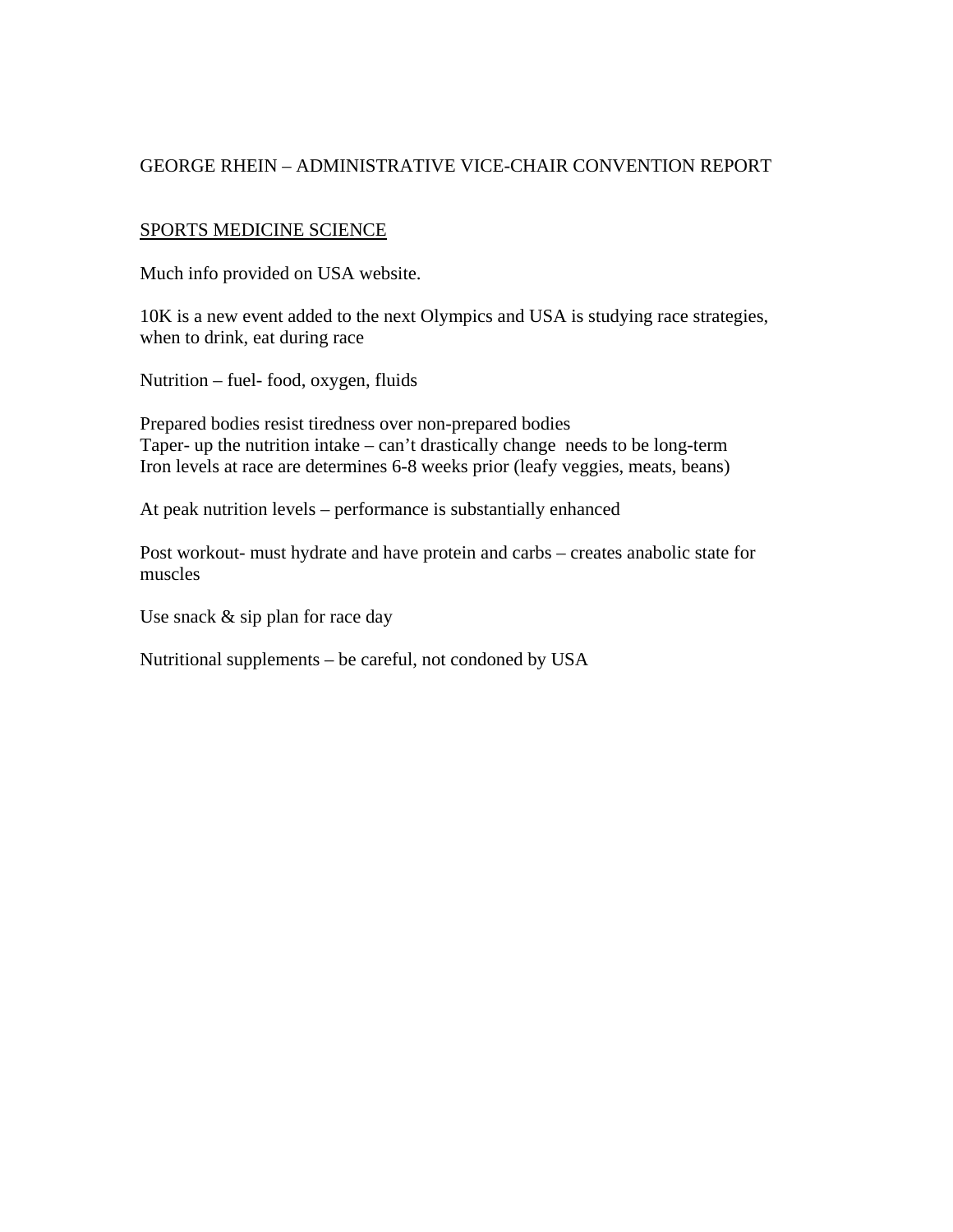GEORGE RHEIN – ADMINISTRATIVE VICE-CHAIR CONVENTION REPORT

<u>SPORTS MEDICINE SCIENCE</u>

Much info provided on USA website.

10K is a new event added to the next Olympics and USA is studying race strategies, when to drink, eat during race

Nutrition – fuel- food, oxygen, fluids

Prepared bodies resist tiredness over non-prepared bodies
Taper- up the nutrition intake – can't drastically change needs to be long-term
Iron levels at race are determines 6-8 weeks prior (leafy veggies, meats, beans)

At peak nutrition levels – performance is substantially enhanced

Post workout- must hydrate and have protein and carbs – creates anabolic state for muscles

Use snack & sip plan for race day

Nutritional supplements – be careful, not condoned by USA